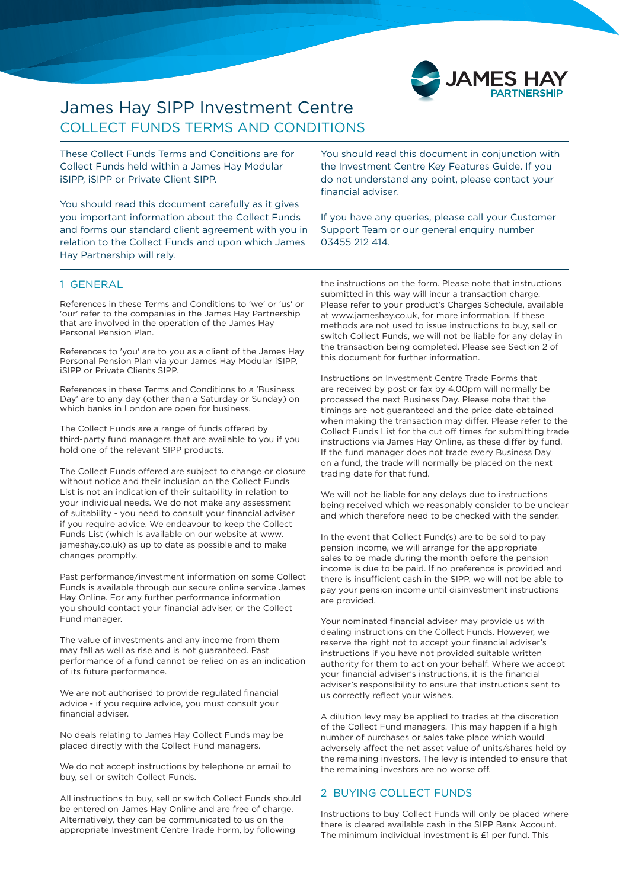# James Hay SIPP Investment Centre

## COLLECT FUNDS TERMS AND CONDITIONS

These Collect Funds Terms and Conditions are for Collect Funds held within a James Hay Modular iSIPP, iSIPP or Private Client SIPP.

You should read this document carefully as it gives you important information about the Collect Funds and forms our standard client agreement with you in relation to the Collect Funds and upon which James Hay Partnership will rely.

You should read this document in conjunction with the Investment Centre Key Features Guide. If you do not understand any point, please contact your financial adviser.

If you have any queries, please call your Customer Support Team or our general enquiry number 03455 212 414.

### 1 GENERAL

References in these Terms and Conditions to 'we' or 'us' or 'our' refer to the companies in the James Hay Partnership that are involved in the operation of the James Hay Personal Pension Plan.

References to 'you' are to you as a client of the James Hay Personal Pension Plan via your James Hay Modular iSIPP, iSIPP or Private Clients SIPP.

References in these Terms and Conditions to a 'Business Day' are to any day (other than a Saturday or Sunday) on which banks in London are open for business.

The Collect Funds are a range of funds offered by third-party fund managers that are available to you if you hold one of the relevant SIPP products.

The Collect Funds offered are subject to change or closure without notice and their inclusion on the Collect Funds List is not an indication of their suitability in relation to your individual needs. We do not make any assessment of suitability - you need to consult your financial adviser if you require advice. We endeavour to keep the Collect Funds List (which is available on our website at www.jameshay.co.uk) as up to date as possible and to make changes promptly.

Past performance/investment information on some Collect Funds is available through our secure online service James Hay Online. For any further performance information you should contact your financial adviser, or the Collect Fund manager.

The value of investments and any income from them may fall as well as rise and is not guaranteed. Past performance of a fund cannot be relied on as an indication of its future performance.

We are not authorised to provide regulated financial advice - if you require advice, you must consult your financial adviser.

No deals relating to James Hay Collect Funds may be placed directly with the Collect Fund managers.

We do not accept instructions by telephone or email to buy, sell or switch Collect Funds.

All instructions to buy, sell or switch Collect Funds should be entered on James Hay Online and are free of charge. Alternatively, they can be communicated to us on the appropriate Investment Centre Trade Form, by following the instructions on the form. Please note that instructions submitted in this way will incur a transaction charge. Please refer to your product's Charges Schedule, available at www.jameshay.co.uk, for more information. If these methods are not used to issue instructions to buy, sell or switch Collect Funds, we will not be liable for any delay in the transaction being completed. Please see Section 2 of this document for further information.

Instructions on Investment Centre Trade Forms that are received by post or fax by 4.00pm will normally be processed the next Business Day. Please note that the timings are not guaranteed and the price date obtained when making the transaction may differ. Please refer to the Collect Funds List for the cut off times for submitting trade instructions via James Hay Online, as these differ by fund. If the fund manager does not trade every Business Day on a fund, the trade will normally be placed on the next trading date for that fund.

We will not be liable for any delays due to instructions being received which we reasonably consider to be unclear and which therefore need to be checked with the sender.

In the event that Collect Fund(s) are to be sold to pay pension income, we will arrange for the appropriate sales to be made during the month before the pension income is due to be paid. If no preference is provided and there is insufficient cash in the SIPP, we will not be able to pay your pension income until disinvestment instructions are provided.

Your nominated financial adviser may provide us with dealing instructions on the Collect Funds. However, we reserve the right not to accept your financial adviser's instructions if you have not provided suitable written authority for them to act on your behalf. Where we accept your financial adviser's instructions, it is the financial adviser's responsibility to ensure that instructions sent to us correctly reflect your wishes.

A dilution levy may be applied to trades at the discretion of the Collect Fund managers. This may happen if a high number of purchases or sales take place which would adversely affect the net asset value of units/shares held by the remaining investors. The levy is intended to ensure that the remaining investors are no worse off.

### 2 BUYING COLLECT FUNDS

Instructions to buy Collect Funds will only be placed where there is cleared available cash in the SIPP Bank Account. The minimum individual investment is £1 per fund. This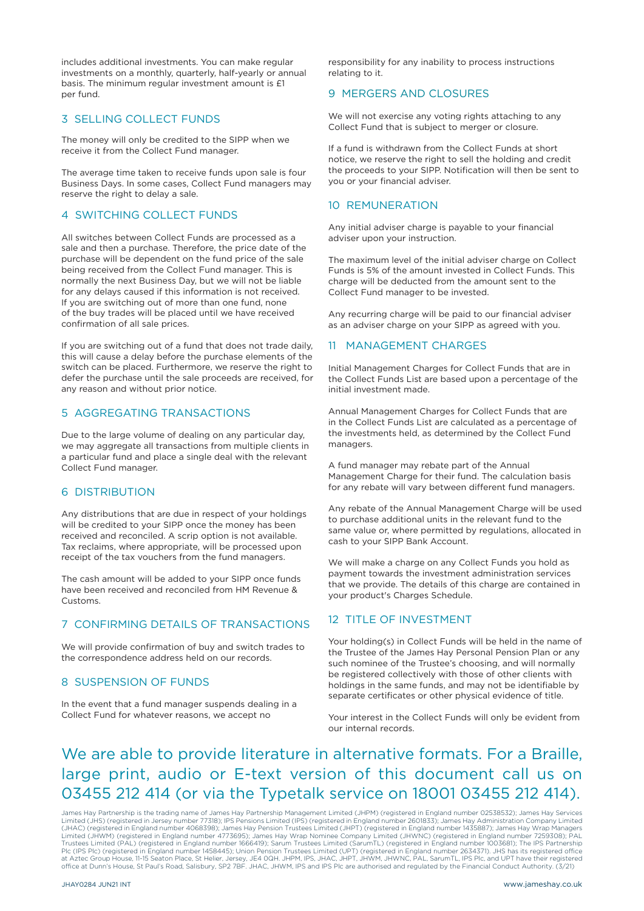includes additional investments. You can make regular investments on a monthly, quarterly, half-yearly or annual basis. The minimum regular investment amount is £1 per fund.

## 3 SELLING COLLECT FUNDS

The money will only be credited to the SIPP when we receive it from the Collect Fund manager.

The average time taken to receive funds upon sale is four Business Days. In some cases, Collect Fund managers may reserve the right to delay a sale.

## 4 SWITCHING COLLECT FUNDS

All switches between Collect Funds are processed as a sale and then a purchase. Therefore, the price date of the purchase will be dependent on the fund price of the sale being received from the Collect Fund manager. This is normally the next Business Day, but we will not be liable for any delays caused if this information is not received. If you are switching out of more than one fund, none of the buy trades will be placed until we have received confirmation of all sale prices.

If you are switching out of a fund that does not trade daily, this will cause a delay before the purchase elements of the switch can be placed. Furthermore, we reserve the right to defer the purchase until the sale proceeds are received, for any reason and without prior notice.

## 5 AGGREGATING TRANSACTIONS

Due to the large volume of dealing on any particular day, we may aggregate all transactions from multiple clients in a particular fund and place a single deal with the relevant Collect Fund manager.

## 6 DISTRIBUTION

Any distributions that are due in respect of your holdings will be credited to your SIPP once the money has been received and reconciled. A scrip option is not available. Tax reclaims, where appropriate, will be processed upon receipt of the tax vouchers from the fund managers.

The cash amount will be added to your SIPP once funds have been received and reconciled from HM Revenue & Customs.

## 7 CONFIRMING DETAILS OF TRANSACTIONS

We will provide confirmation of buy and switch trades to the correspondence address held on our records.

## 8 SUSPENSION OF FUNDS

In the event that a fund manager suspends dealing in a Collect Fund for whatever reasons, we accept no responsibility for any inability to process instructions relating to it.

## 9 MERGERS AND CLOSURES

We will not exercise any voting rights attaching to any Collect Fund that is subject to merger or closure.

If a fund is withdrawn from the Collect Funds at short notice, we reserve the right to sell the holding and credit the proceeds to your SIPP. Notification will then be sent to you or your financial adviser.

## 10 REMUNERATION

Any initial adviser charge is payable to your financial adviser upon your instruction.

The maximum level of the initial adviser charge on Collect Funds is 5% of the amount invested in Collect Funds. This charge will be deducted from the amount sent to the Collect Fund manager to be invested.

Any recurring charge will be paid to our financial adviser as an adviser charge on your SIPP as agreed with you.

## 11 MANAGEMENT CHARGES

Initial Management Charges for Collect Funds that are in the Collect Funds List are based upon a percentage of the initial investment made.

Annual Management Charges for Collect Funds that are in the Collect Funds List are calculated as a percentage of the investments held, as determined by the Collect Fund managers.

A fund manager may rebate part of the Annual Management Charge for their fund. The calculation basis for any rebate will vary between different fund managers.

Any rebate of the Annual Management Charge will be used to purchase additional units in the relevant fund to the same value or, where permitted by regulations, allocated in cash to your SIPP Bank Account.

We will make a charge on any Collect Funds you hold as payment towards the investment administration services that we provide. The details of this charge are contained in your product's Charges Schedule.

## 12 TITLE OF INVESTMENT

Your holding(s) in Collect Funds will be held in the name of the Trustee of the James Hay Personal Pension Plan or any such nominee of the Trustee's choosing, and will normally be registered collectively with those of other clients with holdings in the same funds, and may not be identifiable by separate certificates or other physical evidence of title.

Your interest in the Collect Funds will only be evident from our internal records.

We are able to provide literature in alternative formats. For a Braille, large print, audio or E-text version of this document call us on 03455 212 414 (or via the Typetalk service on 18001 03455 212 414).

James Hay Partnership is the trading name of James Hay Partnership Management Limited (JHPM) (registered in England number 02538532); James Hay Services Limited (JHS) (registered in Jersey number 77318); IPS Pensions Limited (IPS) (registered in England number 2601833); James Hay Administration Company Limited (JHAC) (registered in England number 4068398); James Hay Pension Trustees Limited (JHPT) (registered in England number 1435887); James Hay Wrap Managers Limited (JHWM) (registered in England number 4773695); James Hay Wrap Nominee Company Limited (JHWNC) (registered in England number 7259308); PAL Trustees Limited (PAL) (registered in England number 1666419); Sarum Trustees Limited (SarumTL) (registered in England number 1003681); The IPS Partnership Plc (IPS Plc) (registered in England number 1458445); Union Pension Trustees Limited (UPT) (registered in England number 2634371). JHS has its registered office at Aztec Group House, 11-15 Seaton Place, St Helier, Jersey, JE4 0QH. JHPM, IPS, JHAC, JHPT, JHWM, JHWNC, PAL, SarumTL, IPS Plc, and UPT have their registered office at Dunn's House, St Paul's Road, Salisbury, SP2 7BF. JHAC, JHWM, IPS and IPS Plc are authorised and regulated by the Financial Conduct Authority. (3/21)

JHAY0284 JUN21 INT

www.jameshay.co.uk